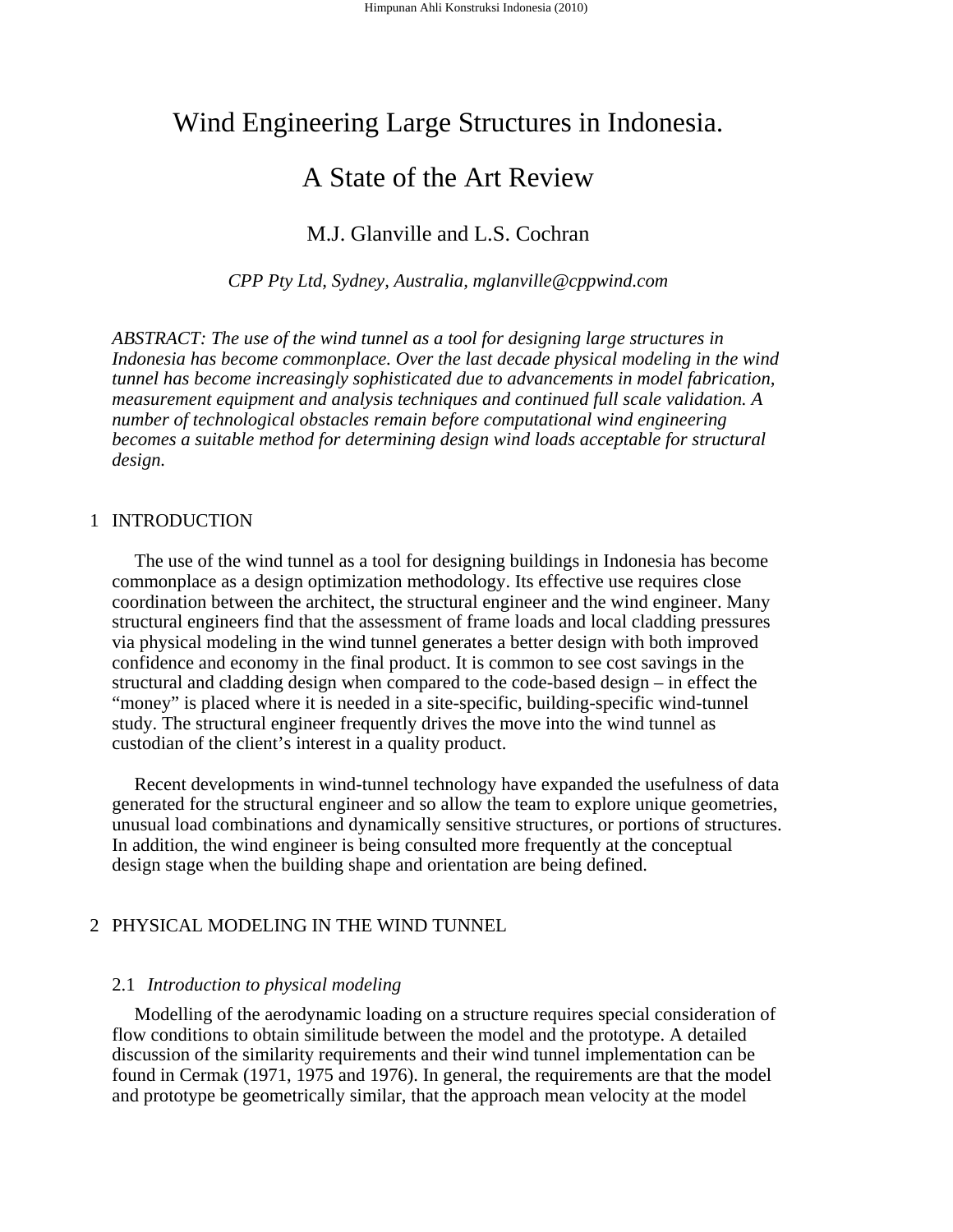# Wind Engineering Large Structures in Indonesia.

# A State of the Art Review

M.J. Glanville and L.S. Cochran

*CPP Pty Ltd, Sydney, Australia, mglanville@cppwind.com*

*ABSTRACT: The use of the wind tunnel as a tool for designing large structures in Indonesia has become commonplace. Over the last decade physical modeling in the wind tunnel has become increasingly sophisticated due to advancements in model fabrication, measurement equipment and analysis techniques and continued full scale validation. A number of technological obstacles remain before computational wind engineering becomes a suitable method for determining design wind loads acceptable for structural design.*

## 1 INTRODUCTION

The use of the wind tunnel as a tool for designing buildings in Indonesia has become commonplace as a design optimization methodology. Its effective use requires close coordination between the architect, the structural engineer and the wind engineer. Many structural engineers find that the assessment of frame loads and local cladding pressures via physical modeling in the wind tunnel generates a better design with both improved confidence and economy in the final product. It is common to see cost savings in the structural and cladding design when compared to the code-based design – in effect the "money" is placed where it is needed in a site-specific, building-specific wind-tunnel study. The structural engineer frequently drives the move into the wind tunnel as custodian of the client's interest in a quality product.

Recent developments in wind-tunnel technology have expanded the usefulness of data generated for the structural engineer and so allow the team to explore unique geometries, unusual load combinations and dynamically sensitive structures, or portions of structures. In addition, the wind engineer is being consulted more frequently at the conceptual design stage when the building shape and orientation are being defined.

## 2 PHYSICAL MODELING IN THE WIND TUNNEL

### 2.1 *Introduction to physical modeling*

Modelling of the aerodynamic loading on a structure requires special consideration of flow conditions to obtain similitude between the model and the prototype. A detailed discussion of the similarity requirements and their wind tunnel implementation can be found in Cermak (1971, 1975 and 1976). In general, the requirements are that the model and prototype be geometrically similar, that the approach mean velocity at the model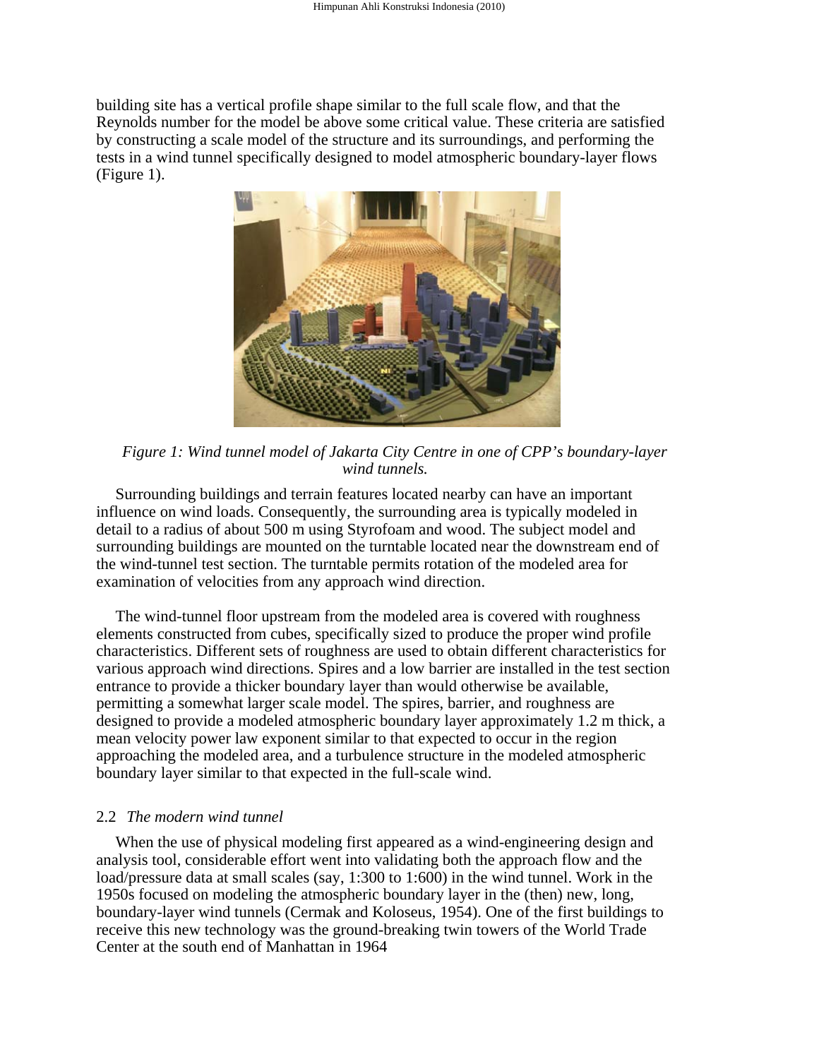building site has a vertical profile shape similar to the full scale flow, and that the Reynolds number for the model be above some critical value. These criteria are satisfied by constructing a scale model of the structure and its surroundings, and performing the tests in a wind tunnel specifically designed to model atmospheric boundary-layer flows (Figure 1).

*Figure 1: Wind tunnel model of Jakarta City Centre in one of CPP's boundary-layer wind tunnels.*

Surrounding buildings and terrain features located nearby can have an important influence on wind loads. Consequently, the surrounding area is typically modeled in detail to a radius of about 500 m using Styrofoam and wood. The subject model and surrounding buildings are mounted on the turntable located near the downstream end of the wind-tunnel test section. The turntable permits rotation of the modeled area for examination of velocities from any approach wind direction.

The wind-tunnel floor upstream from the modeled area is covered with roughness elements constructed from cubes, specifically sized to produce the proper wind profile characteristics. Different sets of roughness are used to obtain different characteristics for various approach wind directions. Spires and a low barrier are installed in the test section entrance to provide a thicker boundary layer than would otherwise be available, permitting a somewhat larger scale model. The spires, barrier, and roughness are designed to provide a modeled atmospheric boundary layer approximately 1.2 m thick, a mean velocity power law exponent similar to that expected to occur in the region approaching the modeled area, and a turbulence structure in the modeled atmospheric boundary layer similar to that expected in the full-scale wind.

### 2.2 *The modern wind tunnel*

When the use of physical modeling first appeared as a wind-engineering design and analysis tool, considerable effort went into validating both the approach flow and the load/pressure data at small scales (say, 1:300 to 1:600) in the wind tunnel. Work in the 1950s focused on modeling the atmospheric boundary layer in the (then) new, long, boundary-layer wind tunnels (Cermak and Koloseus, 1954). One of the first buildings to receive this new technology was the ground-breaking twin towers of the World Trade Center at the south end of Manhattan in 1964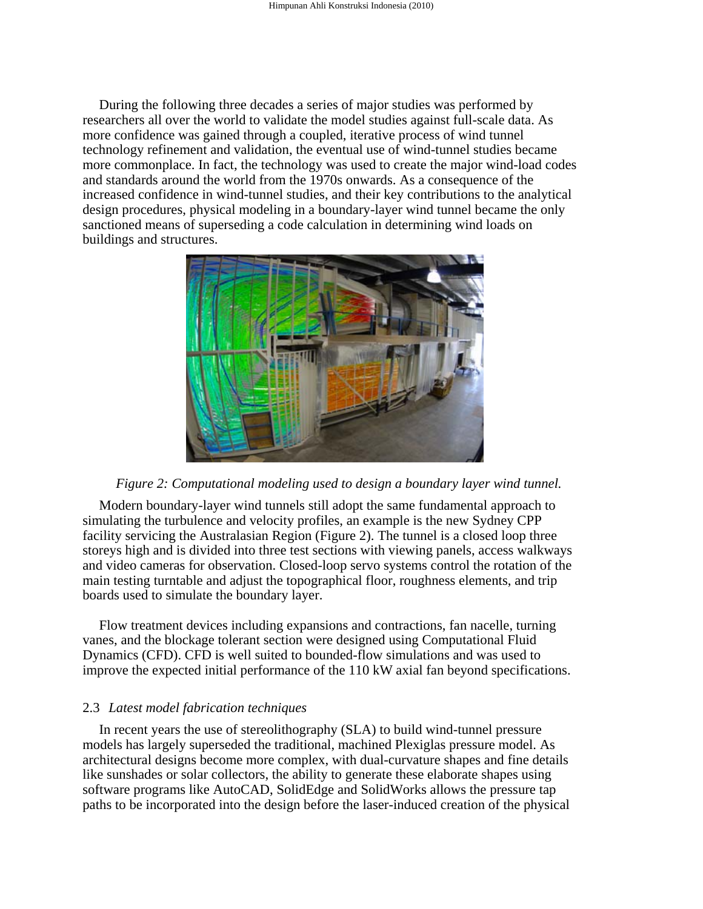During the following three decades a series of major studies was performed by researchers all over the world to validate the model studies against full-scale data. As more confidence was gained through a coupled, iterative process of wind tunnel technology refinement and validation, the eventual use of wind-tunnel studies became more commonplace. In fact, the technology was used to create the major wind-load codes and standards around the world from the 1970s onwards. As a consequence of the increased confidence in wind-tunnel studies, and their key contributions to the analytical design procedures, physical modeling in a boundary-layer wind tunnel became the only sanctioned means of superseding a code calculation in determining wind loads on buildings and structures.

*Figure 2: Computational modeling used to design a boundary layer wind tunnel.*

Modern boundary-layer wind tunnels still adopt the same fundamental approach to simulating the turbulence and velocity profiles, an example is the new Sydney CPP facility servicing the Australasian Region (Figure 2). The tunnel is a closed loop three storeys high and is divided into three test sections with viewing panels, access walkways and video cameras for observation. Closed-loop servo systems control the rotation of the main testing turntable and adjust the topographical floor, roughness elements, and trip boards used to simulate the boundary layer.

Flow treatment devices including expansions and contractions, fan nacelle, turning vanes, and the blockage tolerant section were designed using Computational Fluid Dynamics (CFD). CFD is well suited to bounded-flow simulations and was used to improve the expected initial performance of the 110 kW axial fan beyond specifications.

### 2.3 *Latest model fabrication techniques*

In recent years the use of stereolithography (SLA) to build wind-tunnel pressure models has largely superseded the traditional, machined Plexiglas pressure model. As architectural designs become more complex, with dual-curvature shapes and fine details like sunshades or solar collectors, the ability to generate these elaborate shapes using software programs like AutoCAD, SolidEdge and SolidWorks allows the pressure tap paths to be incorporated into the design before the laser-induced creation of the physical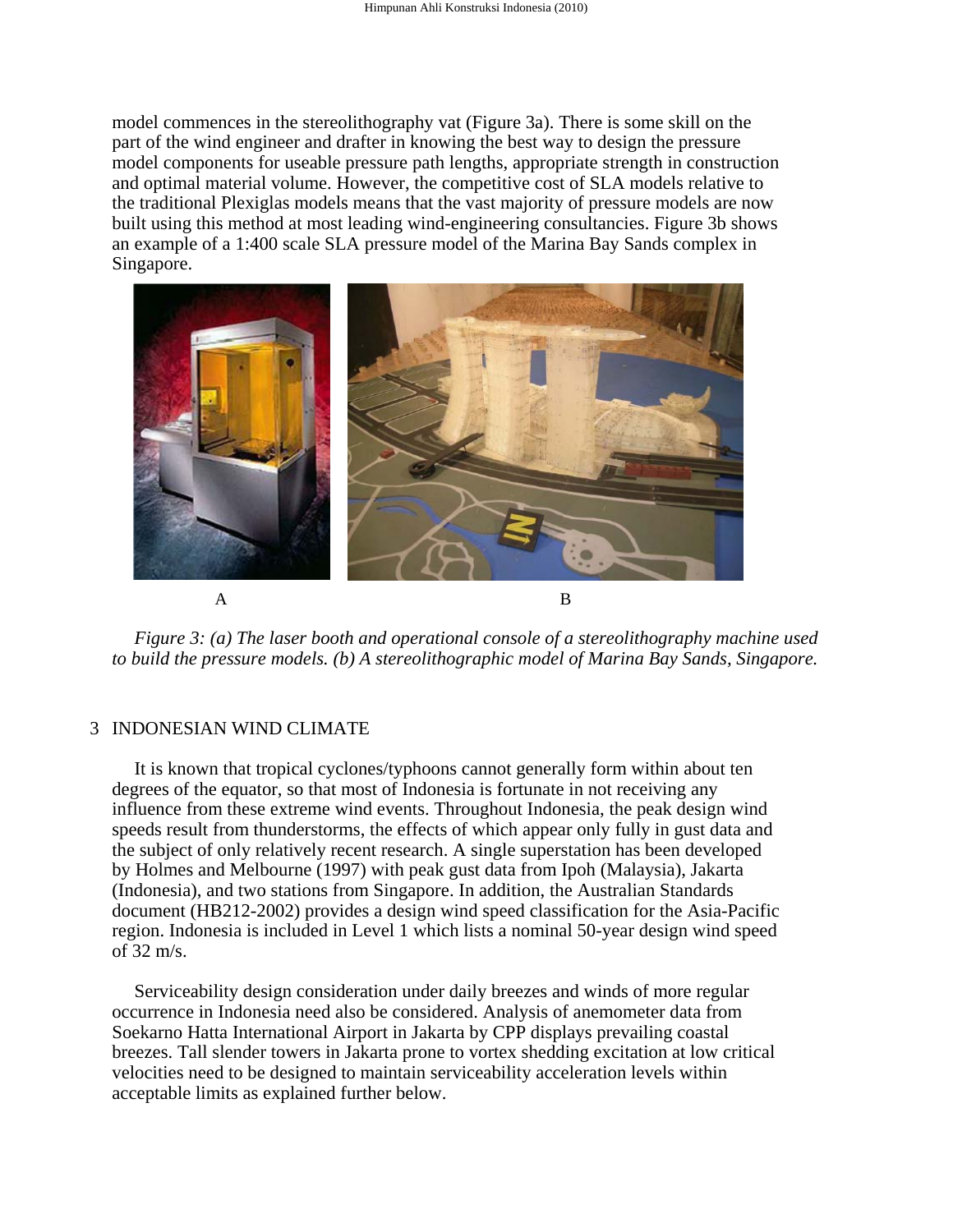model commences in the stereolithography vat (Figure 3a). There is some skill on the part of the wind engineer and drafter in knowing the best way to design the pressure model components for useable pressure path lengths, appropriate strength in construction and optimal material volume. However, the competitive cost of SLA models relative to the traditional Plexiglas models means that the vast majority of pressure models are now built using this method at most leading wind-engineering consultancies. Figure 3b shows an example of a 1:400 scale SLA pressure model of the Marina Bay Sands complex in Singapore.

A B

*Figure 3: (a) The laser booth and operational console of a stereolithography machine used to build the pressure models. (b) A stereolithographic model of Marina Bay Sands, Singapore.*

## 3 INDONESIAN WIND CLIMATE

It is known that tropical cyclones/typhoons cannot generally form within about ten degrees of the equator, so that most of Indonesia is fortunate in not receiving any influence from these extreme wind events. Throughout Indonesia, the peak design wind speeds result from thunderstorms, the effects of which appear only fully in gust data and the subject of only relatively recent research. A single superstation has been developed by Holmes and Melbourne (1997) with peak gust data from Ipoh (Malaysia), Jakarta (Indonesia), and two stations from Singapore. In addition, the Australian Standards document (HB212-2002) provides a design wind speed classification for the Asia-Pacific region. Indonesia is included in Level 1 which lists a nominal 50-year design wind speed of 32 m/s.

Serviceability design consideration under daily breezes and winds of more regular occurrence in Indonesia need also be considered. Analysis of anemometer data from Soekarno Hatta International Airport in Jakarta by CPP displays prevailing coastal breezes. Tall slender towers in Jakarta prone to vortex shedding excitation at low critical velocities need to be designed to maintain serviceability acceleration levels within acceptable limits as explained further below.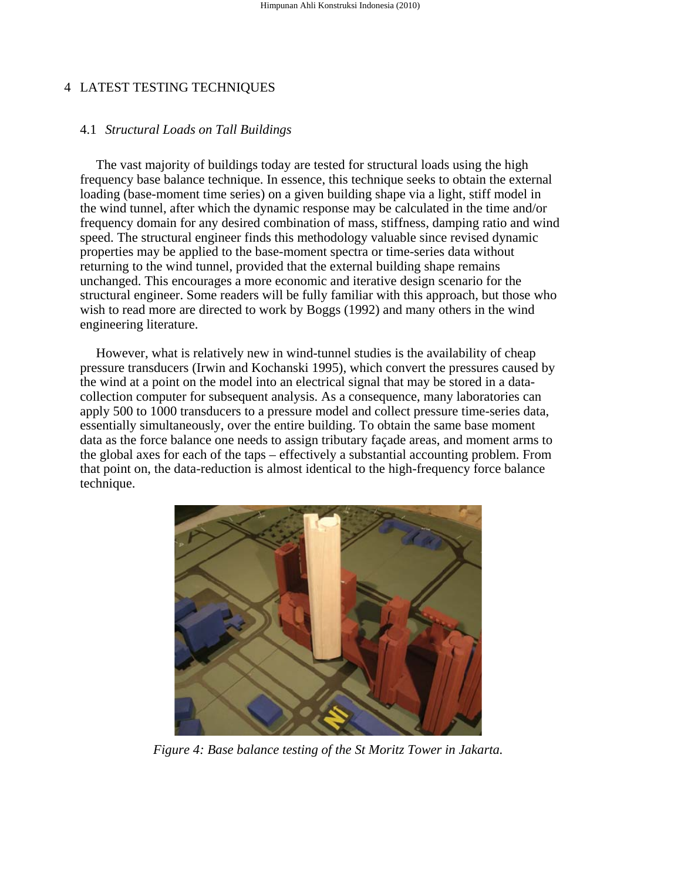# 4 LATEST TESTING TECHNIQUES

## 4.1 *Structural Loads on Tall Buildings*

The vast majority of buildings today are tested for structural loads using the high frequency base balance technique. In essence, this technique seeks to obtain the external loading (base-moment time series) on a given building shape via a light, stiff model in the wind tunnel, after which the dynamic response may be calculated in the time and/or frequency domain for any desired combination of mass, stiffness, damping ratio and wind speed. The structural engineer finds this methodology valuable since revised dynamic properties may be applied to the base-moment spectra or time-series data without returning to the wind tunnel, provided that the external building shape remains unchanged. This encourages a more economic and iterative design scenario for the structural engineer. Some readers will be fully familiar with this approach, but those who wish to read more are directed to work by Boggs (1992) and many others in the wind engineering literature.

However, what is relatively new in wind-tunnel studies is the availability of cheap pressure transducers (Irwin and Kochanski 1995), which convert the pressures caused by the wind at a point on the model into an electrical signal that may be stored in a data-collection computer for subsequent analysis. As a consequence, many laboratories can apply 500 to 1000 transducers to a pressure model and collect pressure time-series data, essentially simultaneously, over the entire building. To obtain the same base moment data as the force balance one needs to assign tributary façade areas, and moment arms to the global axes for each of the taps – effectively a substantial accounting problem. From that point on, the data-reduction is almost identical to the high-frequency force balance technique.

*Figure 4: Base balance testing of the St Moritz Tower in Jakarta.*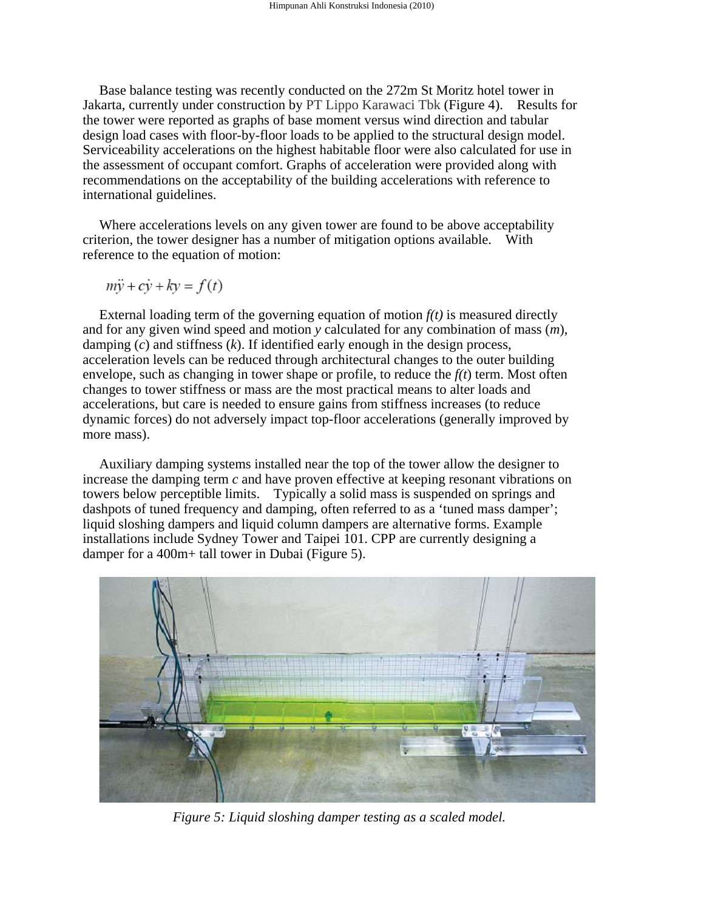Base balance testing was recently conducted on the 272m St Moritz hotel tower in Jakarta, currently under construction by PT Lippo Karawaci Tbk (Figure 4). Results for the tower were reported as graphs of base moment versus wind direction and tabular design load cases with floor-by-floor loads to be applied to the structural design model. Serviceability accelerations on the highest habitable floor were also calculated for use in the assessment of occupant comfort. Graphs of acceleration were provided along with recommendations on the acceptability of the building accelerations with reference to international guidelines.

Where accelerations levels on any given tower are found to be above acceptability criterion, the tower designer has a number of mitigation options available. With reference to the equation of motion:

$$m\ddot{y} + c\dot{y} + ky = f(t)$$

External loading term of the governing equation of motion $f(t)$ is measured directly and for any given wind speed and motion $y$ calculated for any combination of mass ($m$), damping ($c$) and stiffness ($k$). If identified early enough in the design process, acceleration levels can be reduced through architectural changes to the outer building envelope, such as changing in tower shape or profile, to reduce the $f(t)$ term. Most often changes to tower stiffness or mass are the most practical means to alter loads and accelerations, but care is needed to ensure gains from stiffness increases (to reduce dynamic forces) do not adversely impact top-floor accelerations (generally improved by more mass).

Auxiliary damping systems installed near the top of the tower allow the designer to increase the damping term $c$ and have proven effective at keeping resonant vibrations on towers below perceptible limits. Typically a solid mass is suspended on springs and dashpots of tuned frequency and damping, often referred to as a 'tuned mass damper'; liquid sloshing dampers and liquid column dampers are alternative forms. Example installations include Sydney Tower and Taipei 101. CPP are currently designing a damper for a 400m+ tall tower in Dubai (Figure 5).

*Figure 5: Liquid sloshing damper testing as a scaled model.*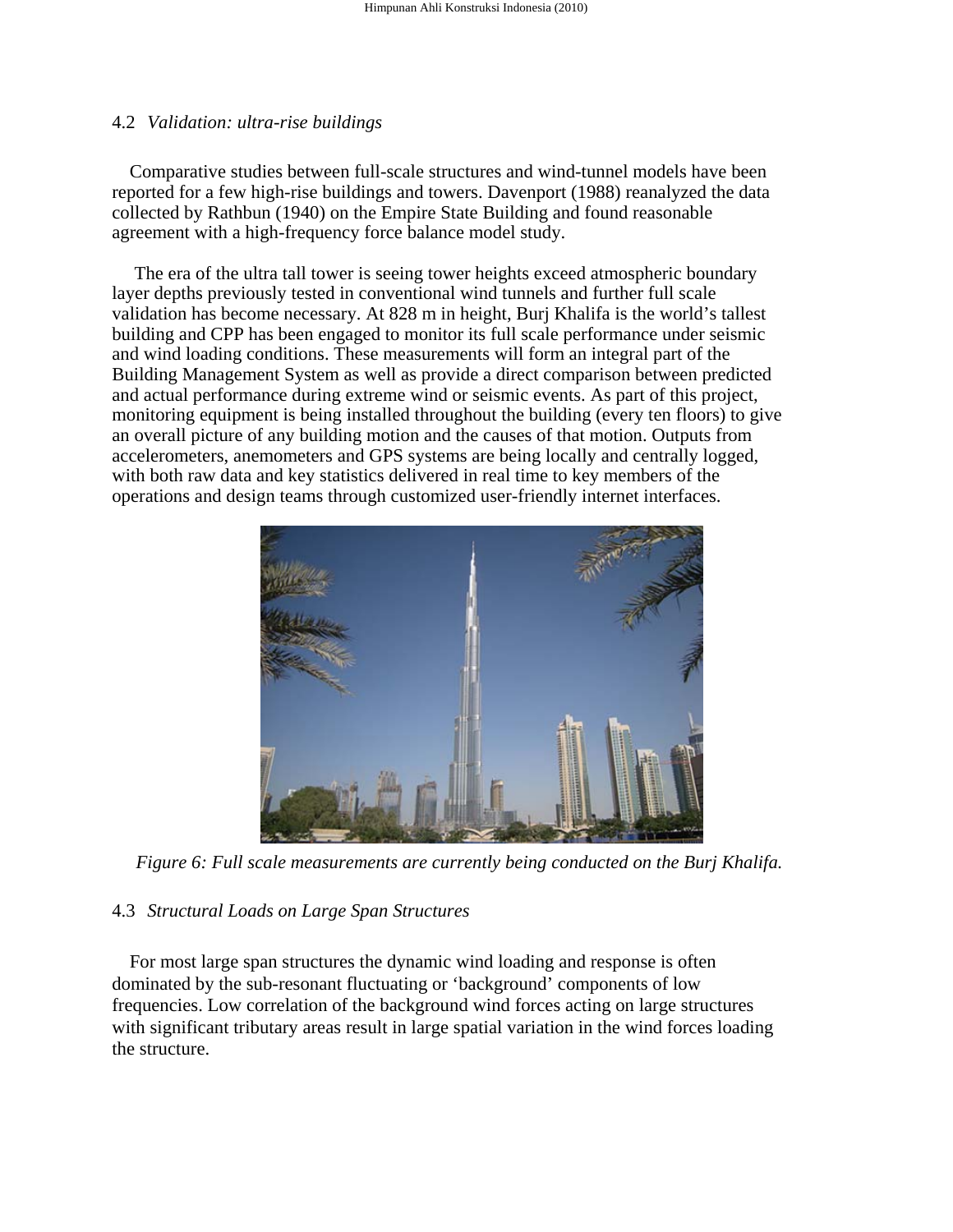### 4.2 *Validation: ultra-rise buildings*

Comparative studies between full-scale structures and wind-tunnel models have been reported for a few high-rise buildings and towers. Davenport (1988) reanalyzed the data collected by Rathbun (1940) on the Empire State Building and found reasonable agreement with a high-frequency force balance model study.

The era of the ultra tall tower is seeing tower heights exceed atmospheric boundary layer depths previously tested in conventional wind tunnels and further full scale validation has become necessary. At 828 m in height, Burj Khalifa is the world's tallest building and CPP has been engaged to monitor its full scale performance under seismic and wind loading conditions. These measurements will form an integral part of the Building Management System as well as provide a direct comparison between predicted and actual performance during extreme wind or seismic events. As part of this project, monitoring equipment is being installed throughout the building (every ten floors) to give an overall picture of any building motion and the causes of that motion. Outputs from accelerometers, anemometers and GPS systems are being locally and centrally logged, with both raw data and key statistics delivered in real time to key members of the operations and design teams through customized user-friendly internet interfaces.

*Figure 6: Full scale measurements are currently being conducted on the Burj Khalifa.*

### 4.3 *Structural Loads on Large Span Structures*

For most large span structures the dynamic wind loading and response is often dominated by the sub-resonant fluctuating or 'background' components of low frequencies. Low correlation of the background wind forces acting on large structures with significant tributary areas result in large spatial variation in the wind forces loading the structure.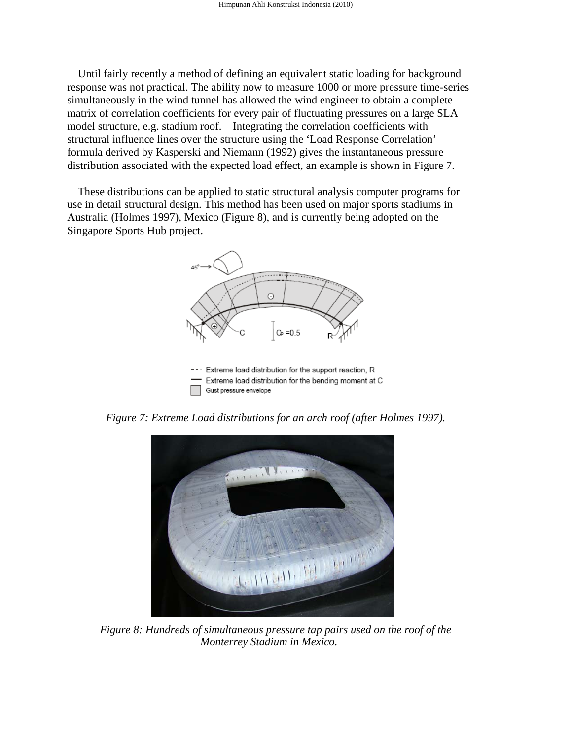Until fairly recently a method of defining an equivalent static loading for background response was not practical. The ability now to measure 1000 or more pressure time-series simultaneously in the wind tunnel has allowed the wind engineer to obtain a complete matrix of correlation coefficients for every pair of fluctuating pressures on a large SLA model structure, e.g. stadium roof. Integrating the correlation coefficients with structural influence lines over the structure using the 'Load Response Correlation' formula derived by Kasperski and Niemann (1992) gives the instantaneous pressure distribution associated with the expected load effect, an example is shown in Figure 7.

These distributions can be applied to static structural analysis computer programs for use in detail structural design. This method has been used on major sports stadiums in Australia (Holmes 1997), Mexico (Figure 8), and is currently being adopted on the Singapore Sports Hub project.

*Figure 7: Extreme Load distributions for an arch roof (after Holmes 1997).*

*Figure 8: Hundreds of simultaneous pressure tap pairs used on the roof of the Monterrey Stadium in Mexico.*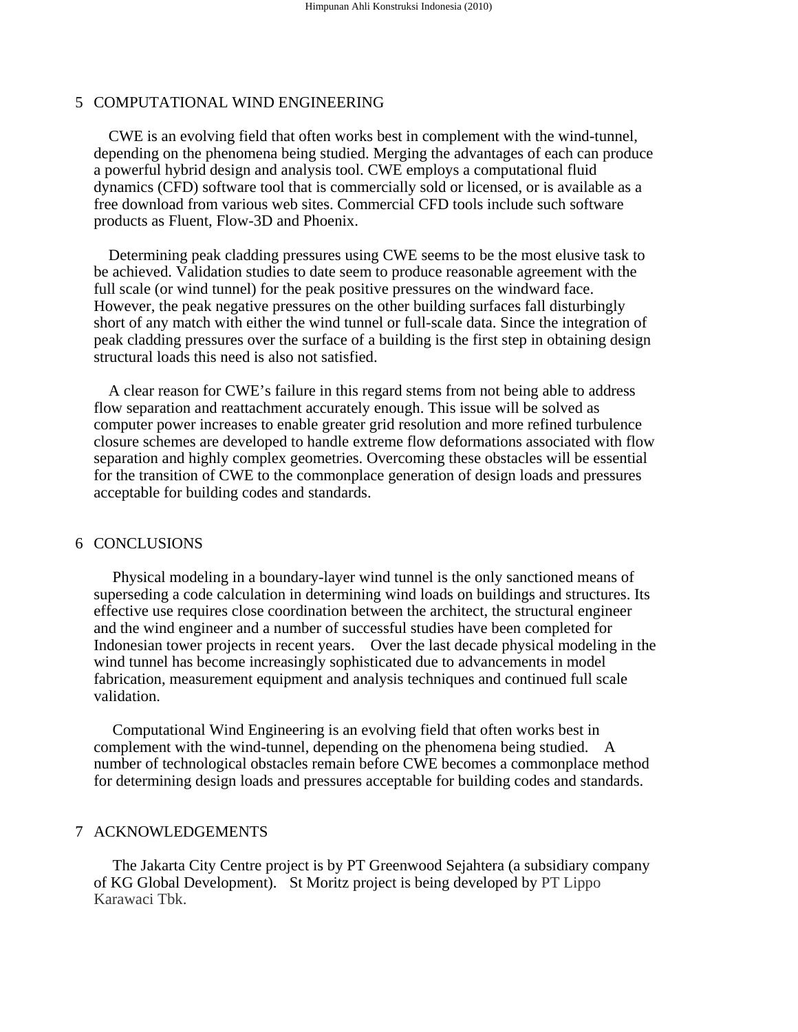## 5 COMPUTATIONAL WIND ENGINEERING

CWE is an evolving field that often works best in complement with the wind-tunnel, depending on the phenomena being studied. Merging the advantages of each can produce a powerful hybrid design and analysis tool. CWE employs a computational fluid dynamics (CFD) software tool that is commercially sold or licensed, or is available as a free download from various web sites. Commercial CFD tools include such software products as Fluent, Flow-3D and Phoenix.

Determining peak cladding pressures using CWE seems to be the most elusive task to be achieved. Validation studies to date seem to produce reasonable agreement with the full scale (or wind tunnel) for the peak positive pressures on the windward face. However, the peak negative pressures on the other building surfaces fall disturbingly short of any match with either the wind tunnel or full-scale data. Since the integration of peak cladding pressures over the surface of a building is the first step in obtaining design structural loads this need is also not satisfied.

A clear reason for CWE's failure in this regard stems from not being able to address flow separation and reattachment accurately enough. This issue will be solved as computer power increases to enable greater grid resolution and more refined turbulence closure schemes are developed to handle extreme flow deformations associated with flow separation and highly complex geometries. Overcoming these obstacles will be essential for the transition of CWE to the commonplace generation of design loads and pressures acceptable for building codes and standards.

## 6 CONCLUSIONS

Physical modeling in a boundary-layer wind tunnel is the only sanctioned means of superseding a code calculation in determining wind loads on buildings and structures. Its effective use requires close coordination between the architect, the structural engineer and the wind engineer and a number of successful studies have been completed for Indonesian tower projects in recent years. Over the last decade physical modeling in the wind tunnel has become increasingly sophisticated due to advancements in model fabrication, measurement equipment and analysis techniques and continued full scale validation.

Computational Wind Engineering is an evolving field that often works best in complement with the wind-tunnel, depending on the phenomena being studied. A number of technological obstacles remain before CWE becomes a commonplace method for determining design loads and pressures acceptable for building codes and standards.

## 7 ACKNOWLEDGEMENTS

The Jakarta City Centre project is by PT Greenwood Sejahtera (a subsidiary company of KG Global Development). St Moritz project is being developed by PT Lippo Karawaci Tbk.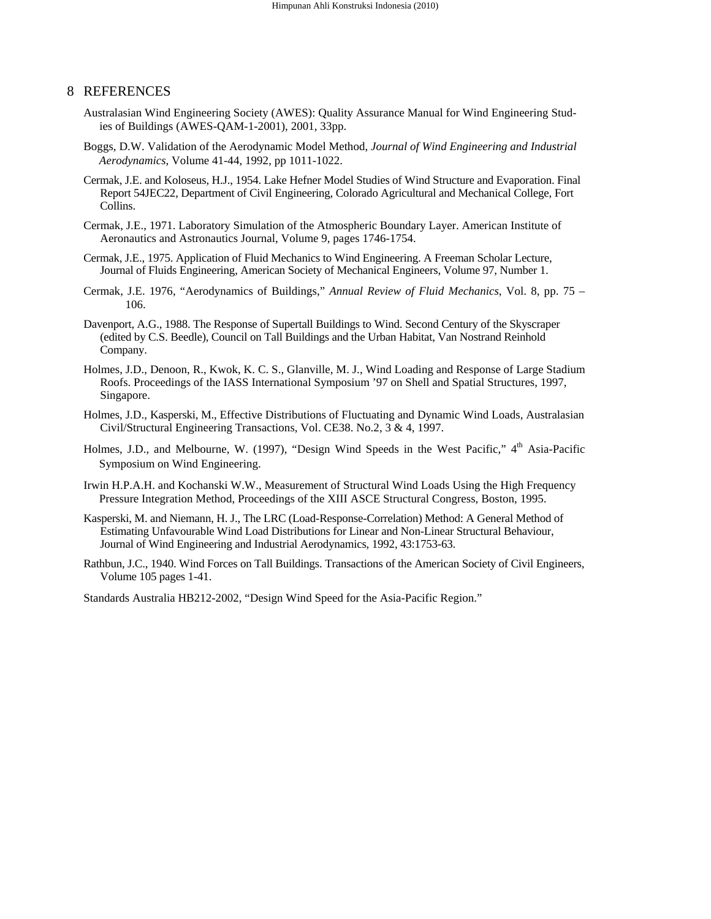# 8 REFERENCES

Australasian Wind Engineering Society (AWES): Quality Assurance Manual for Wind Engineering Studies of Buildings (AWES-QAM-1-2001), 2001, 33pp.

Boggs, D.W. Validation of the Aerodynamic Model Method, *Journal of Wind Engineering and Industrial Aerodynamics*, Volume 41-44, 1992, pp 1011-1022.

Cermak, J.E. and Koloseus, H.J., 1954. Lake Hefner Model Studies of Wind Structure and Evaporation. Final Report 54JEC22, Department of Civil Engineering, Colorado Agricultural and Mechanical College, Fort Collins.

Cermak, J.E., 1971. Laboratory Simulation of the Atmospheric Boundary Layer. American Institute of Aeronautics and Astronautics Journal, Volume 9, pages 1746-1754.

Cermak, J.E., 1975. Application of Fluid Mechanics to Wind Engineering. A Freeman Scholar Lecture, Journal of Fluids Engineering, American Society of Mechanical Engineers, Volume 97, Number 1.

Cermak, J.E. 1976, "Aerodynamics of Buildings," *Annual Review of Fluid Mechanics*, Vol. 8, pp. 75 – 106.

Davenport, A.G., 1988. The Response of Supertall Buildings to Wind. Second Century of the Skyscraper (edited by C.S. Beedle), Council on Tall Buildings and the Urban Habitat, Van Nostrand Reinhold Company.

Holmes, J.D., Denoon, R., Kwok, K. C. S., Glanville, M. J., Wind Loading and Response of Large Stadium Roofs. Proceedings of the IASS International Symposium '97 on Shell and Spatial Structures, 1997, Singapore.

Holmes, J.D., Kasperski, M., Effective Distributions of Fluctuating and Dynamic Wind Loads, Australasian Civil/Structural Engineering Transactions, Vol. CE38. No.2, 3 & 4, 1997.

Holmes, J.D., and Melbourne, W. (1997), "Design Wind Speeds in the West Pacific," 4th Asia-Pacific Symposium on Wind Engineering.

Irwin H.P.A.H. and Kochanski W.W., Measurement of Structural Wind Loads Using the High Frequency Pressure Integration Method, Proceedings of the XIII ASCE Structural Congress, Boston, 1995.

Kasperski, M. and Niemann, H. J., The LRC (Load-Response-Correlation) Method: A General Method of Estimating Unfavourable Wind Load Distributions for Linear and Non-Linear Structural Behaviour, Journal of Wind Engineering and Industrial Aerodynamics, 1992, 43:1753-63.

Rathbun, J.C., 1940. Wind Forces on Tall Buildings. Transactions of the American Society of Civil Engineers, Volume 105 pages 1-41.

Standards Australia HB212-2002, "Design Wind Speed for the Asia-Pacific Region."